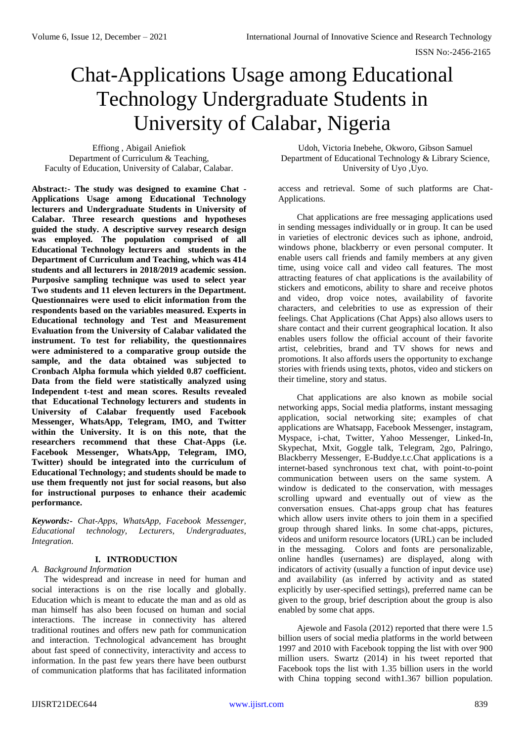# Chat-Applications Usage among Educational Technology Undergraduate Students in University of Calabar, Nigeria

Effiong , Abigail Aniefiok
Department of Curriculum & Teaching,
Faculty of Education, University of Calabar, Calabar.

Udoh, Victoria Inebehe, Okworo, Gibson Samuel
Department of Educational Technology & Library Science,
University of Uyo ,Uyo.

**Abstract:- The study was designed to examine Chat - Applications Usage among Educational Technology lecturers and Undergraduate Students in University of Calabar. Three research questions and hypotheses guided the study. A descriptive survey research design was employed. The population comprised of all Educational Technology lecturers and students in the Department of Curriculum and Teaching, which was 414 students and all lecturers in 2018/2019 academic session. Purposive sampling technique was used to select year Two students and 11 eleven lecturers in the Department. Questionnaires were used to elicit information from the respondents based on the variables measured. Experts in Educational technology and Test and Measurement Evaluation from the University of Calabar validated the instrument. To test for reliability, the questionnaires were administered to a comparative group outside the sample, and the data obtained was subjected to Cronbach Alpha formula which yielded 0.87 coefficient. Data from the field were statistically analyzed using Independent t-test and mean scores. Results revealed that Educational Technology lecturers and students in University of Calabar frequently used Facebook Messenger, WhatsApp, Telegram, IMO, and Twitter within the University. It is on this note, that the researchers recommend that these Chat-Apps (i.e. Facebook Messenger, WhatsApp, Telegram, IMO, Twitter) should be integrated into the curriculum of Educational Technology; and students should be made to use them frequently not just for social reasons, but also for instructional purposes to enhance their academic performance.**

***Keywords:-*** *Chat-Apps, WhatsApp, Facebook Messenger, Educational technology, Lecturers, Undergraduates, Integration.*

## I. INTRODUCTION

### *A. Background Information*

The widespread and increase in need for human and social interactions is on the rise locally and globally. Education which is meant to educate the man and as old as man himself has also been focused on human and social interactions. The increase in connectivity has altered traditional routines and offers new path for communication and interaction. Technological advancement has brought about fast speed of connectivity, interactivity and access to information. In the past few years there have been outburst of communication platforms that has facilitated information access and retrieval. Some of such platforms are Chat-Applications.

Chat applications are free messaging applications used in sending messages individually or in group. It can be used in varieties of electronic devices such as iphone, android, windows phone, blackberry or even personal computer. It enable users call friends and family members at any given time, using voice call and video call features. The most attracting features of chat applications is the availability of stickers and emoticons, ability to share and receive photos and video, drop voice notes, availability of favorite characters, and celebrities to use as expression of their feelings. Chat Applications (Chat Apps) also allows users to share contact and their current geographical location. It also enables users follow the official account of their favorite artist, celebrities, brand and TV shows for news and promotions. It also affords users the opportunity to exchange stories with friends using texts, photos, video and stickers on their timeline, story and status.

Chat applications are also known as mobile social networking apps, Social media platforms, instant messaging application, social networking site; examples of chat applications are Whatsapp, Facebook Messenger, instagram, Myspace, i-chat, Twitter, Yahoo Messenger, Linked-In, Skypechat, Mxit, Goggle talk, Telegram, 2go, Palringo, Blackberry Messenger, E-Buddye.t.c.Chat applications is a internet-based synchronous text chat, with point-to-point communication between users on the same system. A window is dedicated to the conservation, with messages scrolling upward and eventually out of view as the conversation ensues. Chat-apps group chat has features which allow users invite others to join them in a specified group through shared links. In some chat-apps, pictures, videos and uniform resource locators (URL) can be included in the messaging. Colors and fonts are personalizable, online handles (usernames) are displayed, along with indicators of activity (usually a function of input device use) and availability (as inferred by activity and as stated explicitly by user-specified settings), preferred name can be given to the group, brief description about the group is also enabled by some chat apps.

Ajewole and Fasola (2012) reported that there were 1.5 billion users of social media platforms in the world between 1997 and 2010 with Facebook topping the list with over 900 million users. Swartz (2014) in his tweet reported that Facebook tops the list with 1.35 billion users in the world with China topping second with1.367 billion population.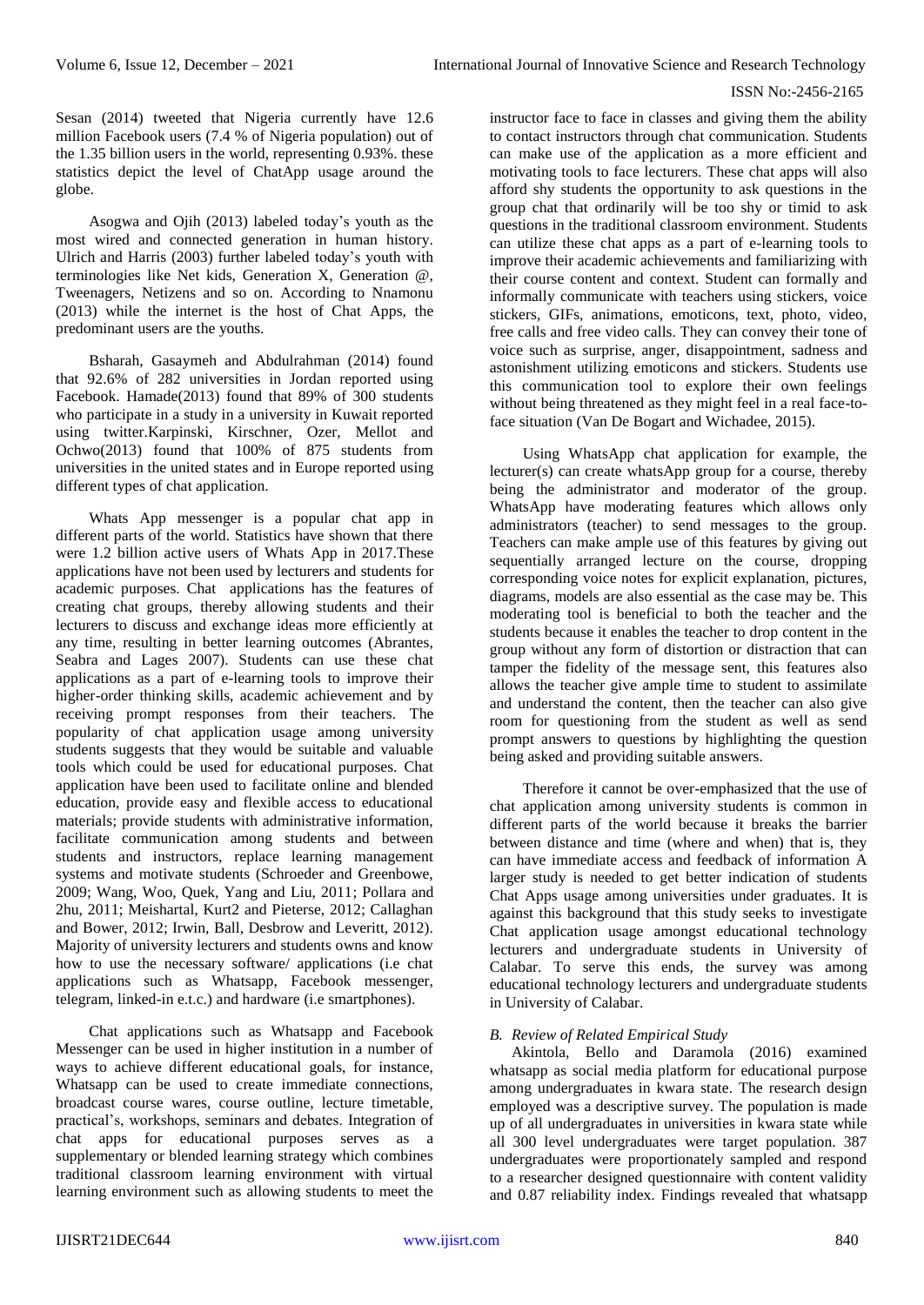Sesan (2014) tweeted that Nigeria currently have 12.6 million Facebook users (7.4 % of Nigeria population) out of the 1.35 billion users in the world, representing 0.93%. these statistics depict the level of ChatApp usage around the globe.

Asogwa and Ojih (2013) labeled today's youth as the most wired and connected generation in human history. Ulrich and Harris (2003) further labeled today's youth with terminologies like Net kids, Generation X, Generation @, Tweenagers, Netizens and so on. According to Nnamonu (2013) while the internet is the host of Chat Apps, the predominant users are the youths.

Bsharah, Gasaymeh and Abdulrahman (2014) found that 92.6% of 282 universities in Jordan reported using Facebook. Hamade(2013) found that 89% of 300 students who participate in a study in a university in Kuwait reported using twitter.Karpinski, Kirschner, Ozer, Mellot and Ochwo(2013) found that 100% of 875 students from universities in the united states and in Europe reported using different types of chat application.

Whats App messenger is a popular chat app in different parts of the world. Statistics have shown that there were 1.2 billion active users of Whats App in 2017.These applications have not been used by lecturers and students for academic purposes. Chat applications has the features of creating chat groups, thereby allowing students and their lecturers to discuss and exchange ideas more efficiently at any time, resulting in better learning outcomes (Abrantes, Seabra and Lages 2007). Students can use these chat applications as a part of e-learning tools to improve their higher-order thinking skills, academic achievement and by receiving prompt responses from their teachers. The popularity of chat application usage among university students suggests that they would be suitable and valuable tools which could be used for educational purposes. Chat application have been used to facilitate online and blended education, provide easy and flexible access to educational materials; provide students with administrative information, facilitate communication among students and between students and instructors, replace learning management systems and motivate students (Schroeder and Greenbowe, 2009; Wang, Woo, Quek, Yang and Liu, 2011; Pollara and 2hu, 2011; Meishartal, Kurt2 and Pieterse, 2012; Callaghan and Bower, 2012; Irwin, Ball, Desbrow and Leveritt, 2012). Majority of university lecturers and students owns and know how to use the necessary software/ applications (i.e chat applications such as Whatsapp, Facebook messenger, telegram, linked-in e.t.c.) and hardware (i.e smartphones).

Chat applications such as Whatsapp and Facebook Messenger can be used in higher institution in a number of ways to achieve different educational goals, for instance, Whatsapp can be used to create immediate connections, broadcast course wares, course outline, lecture timetable, practical's, workshops, seminars and debates. Integration of chat apps for educational purposes serves as a supplementary or blended learning strategy which combines traditional classroom learning environment with virtual learning environment such as allowing students to meet the instructor face to face in classes and giving them the ability to contact instructors through chat communication. Students can make use of the application as a more efficient and motivating tools to face lecturers. These chat apps will also afford shy students the opportunity to ask questions in the group chat that ordinarily will be too shy or timid to ask questions in the traditional classroom environment. Students can utilize these chat apps as a part of e-learning tools to improve their academic achievements and familiarizing with their course content and context. Student can formally and informally communicate with teachers using stickers, voice stickers, GIFs, animations, emoticons, text, photo, video, free calls and free video calls. They can convey their tone of voice such as surprise, anger, disappointment, sadness and astonishment utilizing emoticons and stickers. Students use this communication tool to explore their own feelings without being threatened as they might feel in a real face-to-face situation (Van De Bogart and Wichadee, 2015).

Using WhatsApp chat application for example, the lecturer(s) can create whatsApp group for a course, thereby being the administrator and moderator of the group. WhatsApp have moderating features which allows only administrators (teacher) to send messages to the group. Teachers can make ample use of this features by giving out sequentially arranged lecture on the course, dropping corresponding voice notes for explicit explanation, pictures, diagrams, models are also essential as the case may be. This moderating tool is beneficial to both the teacher and the students because it enables the teacher to drop content in the group without any form of distortion or distraction that can tamper the fidelity of the message sent, this features also allows the teacher give ample time to student to assimilate and understand the content, then the teacher can also give room for questioning from the student as well as send prompt answers to questions by highlighting the question being asked and providing suitable answers.

Therefore it cannot be over-emphasized that the use of chat application among university students is common in different parts of the world because it breaks the barrier between distance and time (where and when) that is, they can have immediate access and feedback of information A larger study is needed to get better indication of students Chat Apps usage among universities under graduates. It is against this background that this study seeks to investigate Chat application usage amongst educational technology lecturers and undergraduate students in University of Calabar. To serve this ends, the survey was among educational technology lecturers and undergraduate students in University of Calabar.

### *B. Review of Related Empirical Study*

Akintola, Bello and Daramola (2016) examined whatsapp as social media platform for educational purpose among undergraduates in kwara state. The research design employed was a descriptive survey. The population is made up of all undergraduates in universities in kwara state while all 300 level undergraduates were target population. 387 undergraduates were proportionately sampled and respond to a researcher designed questionnaire with content validity and 0.87 reliability index. Findings revealed that whatsapp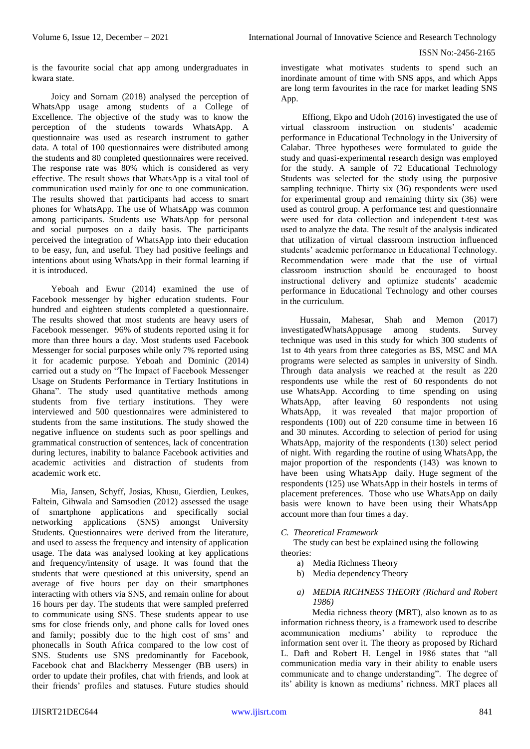is the favourite social chat app among undergraduates in kwara state.

Joicy and Sornam (2018) analysed the perception of WhatsApp usage among students of a College of Excellence. The objective of the study was to know the perception of the students towards WhatsApp. A questionnaire was used as research instrument to gather data. A total of 100 questionnaires were distributed among the students and 80 completed questionnaires were received. The response rate was 80% which is considered as very effective. The result shows that WhatsApp is a vital tool of communication used mainly for one to one communication. The results showed that participants had access to smart phones for WhatsApp. The use of WhatsApp was common among participants. Students use WhatsApp for personal and social purposes on a daily basis. The participants perceived the integration of WhatsApp into their education to be easy, fun, and useful. They had positive feelings and intentions about using WhatsApp in their formal learning if it is introduced.

Yeboah and Ewur (2014) examined the use of Facebook messenger by higher education students. Four hundred and eighteen students completed a questionnaire. The results showed that most students are heavy users of Facebook messenger. 96% of students reported using it for more than three hours a day. Most students used Facebook Messenger for social purposes while only 7% reported using it for academic purpose. Yeboah and Dominic (2014) carried out a study on "The Impact of Facebook Messenger Usage on Students Performance in Tertiary Institutions in Ghana". The study used quantitative methods among students from five tertiary institutions. They were interviewed and 500 questionnaires were administered to students from the same institutions. The study showed the negative influence on students such as poor spellings and grammatical construction of sentences, lack of concentration during lectures, inability to balance Facebook activities and academic activities and distraction of students from academic work etc.

Mia, Jansen, Schyff, Josias, Khusu, Gierdien, Leukes, Faltein, Gihwala and Samsodien (2012) assessed the usage of smartphone applications and specifically social networking applications (SNS) amongst University Students. Questionnaires were derived from the literature, and used to assess the frequency and intensity of application usage. The data was analysed looking at key applications and frequency/intensity of usage. It was found that the students that were questioned at this university, spend an average of five hours per day on their smartphones interacting with others via SNS, and remain online for about 16 hours per day. The students that were sampled preferred to communicate using SNS. These students appear to use sms for close friends only, and phone calls for loved ones and family; possibly due to the high cost of sms' and phonecalls in South Africa compared to the low cost of SNS. Students use SNS predominantly for Facebook, Facebook chat and Blackberry Messenger (BB users) in order to update their profiles, chat with friends, and look at their friends' profiles and statuses. Future studies should investigate what motivates students to spend such an inordinate amount of time with SNS apps, and which Apps are long term favourites in the race for market leading SNS App.

Effiong, Ekpo and Udoh (2016) investigated the use of virtual classroom instruction on students' academic performance in Educational Technology in the University of Calabar. Three hypotheses were formulated to guide the study and quasi-experimental research design was employed for the study. A sample of 72 Educational Technology Students was selected for the study using the purposive sampling technique. Thirty six (36) respondents were used for experimental group and remaining thirty six (36) were used as control group. A performance test and questionnaire were used for data collection and independent t-test was used to analyze the data. The result of the analysis indicated that utilization of virtual classroom instruction influenced students' academic performance in Educational Technology. Recommendation were made that the use of virtual classroom instruction should be encouraged to boost instructional delivery and optimize students' academic performance in Educational Technology and other courses in the curriculum.

Hussain, Mahesar, Shah and Memon (2017) investigatedWhatsAppusage among students. Survey technique was used in this study for which 300 students of 1st to 4th years from three categories as BS, MSC and MA programs were selected as samples in university of Sindh. Through data analysis we reached at the result as 220 respondents use while the rest of 60 respondents do not use WhatsApp. According to time spending on using WhatsApp, after leaving 60 respondents not using WhatsApp, it was revealed that major proportion of respondents (100) out of 220 consume time in between 16 and 30 minutes. According to selection of period for using WhatsApp, majority of the respondents (130) select period of night. With regarding the routine of using WhatsApp, the major proportion of the respondents (143) was known to have been using WhatsApp daily. Huge segment of the respondents (125) use WhatsApp in their hostels in terms of placement preferences. Those who use WhatsApp on daily basis were known to have been using their WhatsApp account more than four times a day.

### *C. Theoretical Framework*

The study can best be explained using the following theories:

a) Media Richness Theory
b) Media dependency Theory

#### *a) MEDIA RICHNESS THEORY (Richard and Robert 1986)*

Media richness theory (MRT), also known as to as information richness theory, is a framework used to describe acommunication mediums' ability to reproduce the information sent over it. The theory as proposed by Richard L. Daft and Robert H. Lengel in 1986 states that "all communication media vary in their ability to enable users communicate and to change understanding". The degree of its' ability is known as mediums' richness. MRT places all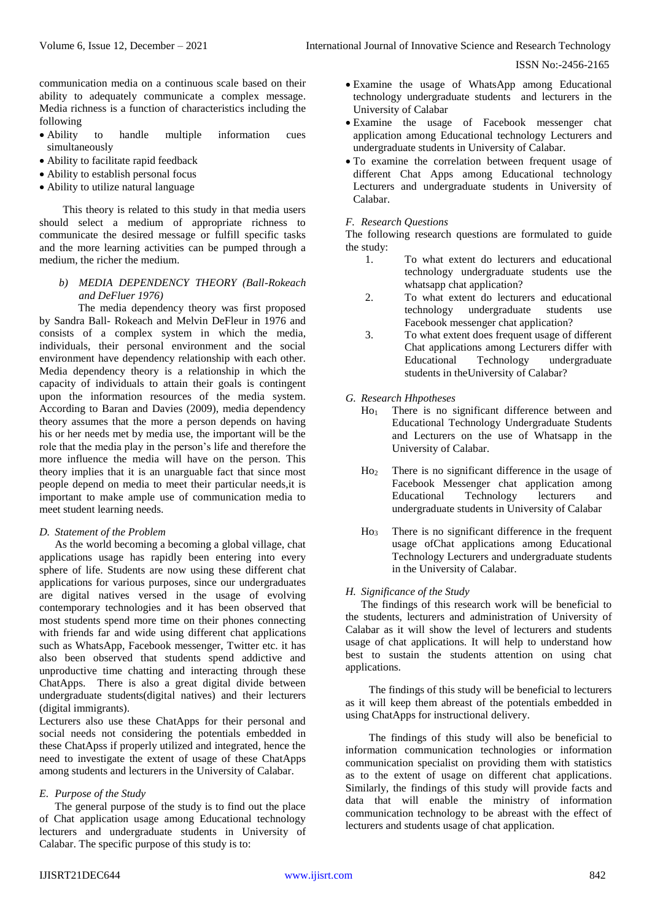communication media on a continuous scale based on their ability to adequately communicate a complex message. Media richness is a function of characteristics including the following

- Ability to handle multiple information cues simultaneously
- Ability to facilitate rapid feedback
- Ability to establish personal focus
- Ability to utilize natural language

This theory is related to this study in that media users should select a medium of appropriate richness to communicate the desired message or fulfill specific tasks and the more learning activities can be pumped through a medium, the richer the medium.

*b) MEDIA DEPENDENCY THEORY (Ball-Rokeach and DeFluer 1976)*

The media dependency theory was first proposed by Sandra Ball- Rokeach and Melvin DeFleur in 1976 and consists of a complex system in which the media, individuals, their personal environment and the social environment have dependency relationship with each other. Media dependency theory is a relationship in which the capacity of individuals to attain their goals is contingent upon the information resources of the media system. According to Baran and Davies (2009), media dependency theory assumes that the more a person depends on having his or her needs met by media use, the important will be the role that the media play in the person's life and therefore the more influence the media will have on the person. This theory implies that it is an unarguable fact that since most people depend on media to meet their particular needs,it is important to make ample use of communication media to meet student learning needs.

## *D. Statement of the Problem*

As the world becoming a becoming a global village, chat applications usage has rapidly been entering into every sphere of life. Students are now using these different chat applications for various purposes, since our undergraduates are digital natives versed in the usage of evolving contemporary technologies and it has been observed that most students spend more time on their phones connecting with friends far and wide using different chat applications such as WhatsApp, Facebook messenger, Twitter etc. it has also been observed that students spend addictive and unproductive time chatting and interacting through these ChatApps. There is also a great digital divide between undergraduate students(digital natives) and their lecturers (digital immigrants).

Lecturers also use these ChatApps for their personal and social needs not considering the potentials embedded in these ChatApss if properly utilized and integrated, hence the need to investigate the extent of usage of these ChatApps among students and lecturers in the University of Calabar.

## *E. Purpose of the Study*

The general purpose of the study is to find out the place of Chat application usage among Educational technology lecturers and undergraduate students in University of Calabar. The specific purpose of this study is to:

- Examine the usage of WhatsApp among Educational technology undergraduate students and lecturers in the University of Calabar
- Examine the usage of Facebook messenger chat application among Educational technology Lecturers and undergraduate students in University of Calabar.
- To examine the correlation between frequent usage of different Chat Apps among Educational technology Lecturers and undergraduate students in University of Calabar.

## *F. Research Questions*

The following research questions are formulated to guide the study:

1. To what extent do lecturers and educational technology undergraduate students use the whatsapp chat application?
2. To what extent do lecturers and educational technology undergraduate students use Facebook messenger chat application?
3. To what extent does frequent usage of different Chat applications among Lecturers differ with Educational Technology undergraduate students in theUniversity of Calabar?

## *G. Research Hhpotheses*

$Ho_1$ There is no significant difference between and Educational Technology Undergraduate Students and Lecturers on the use of Whatsapp in the University of Calabar.

$Ho_2$ There is no significant difference in the usage of Facebook Messenger chat application among Educational Technology lecturers and undergraduate students in University of Calabar

$Ho_3$ There is no significant difference in the frequent usage ofChat applications among Educational Technology Lecturers and undergraduate students in the University of Calabar.

## *H. Significance of the Study*

The findings of this research work will be beneficial to the students, lecturers and administration of University of Calabar as it will show the level of lecturers and students usage of chat applications. It will help to understand how best to sustain the students attention on using chat applications.

The findings of this study will be beneficial to lecturers as it will keep them abreast of the potentials embedded in using ChatApps for instructional delivery.

The findings of this study will also be beneficial to information communication technologies or information communication specialist on providing them with statistics as to the extent of usage on different chat applications. Similarly, the findings of this study will provide facts and data that will enable the ministry of information communication technology to be abreast with the effect of lecturers and students usage of chat application.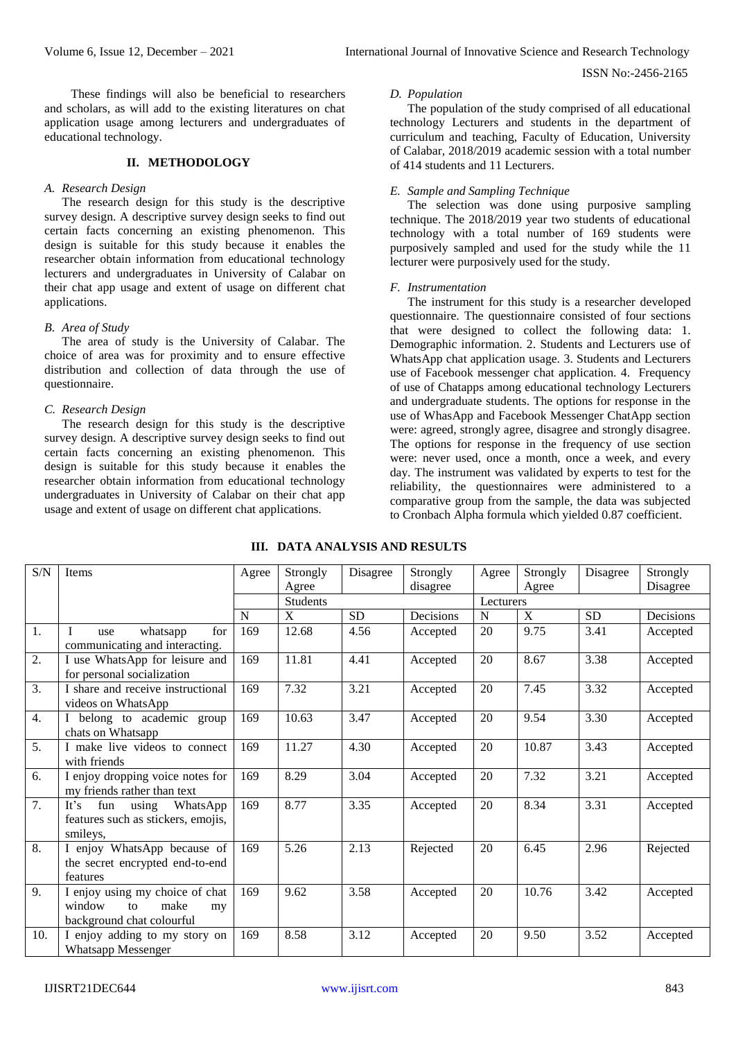These findings will also be beneficial to researchers and scholars, as will add to the existing literatures on chat application usage among lecturers and undergraduates of educational technology.

## II. METHODOLOGY

### A. Research Design

The research design for this study is the descriptive survey design. A descriptive survey design seeks to find out certain facts concerning an existing phenomenon. This design is suitable for this study because it enables the researcher obtain information from educational technology lecturers and undergraduates in University of Calabar on their chat app usage and extent of usage on different chat applications.

### B. Area of Study

The area of study is the University of Calabar. The choice of area was for proximity and to ensure effective distribution and collection of data through the use of questionnaire.

### C. Research Design

The research design for this study is the descriptive survey design. A descriptive survey design seeks to find out certain facts concerning an existing phenomenon. This design is suitable for this study because it enables the researcher obtain information from educational technology undergraduates in University of Calabar on their chat app usage and extent of usage on different chat applications.

### D. Population

The population of the study comprised of all educational technology Lecturers and students in the department of curriculum and teaching, Faculty of Education, University of Calabar, 2018/2019 academic session with a total number of 414 students and 11 Lecturers.

### E. Sample and Sampling Technique

The selection was done using purposive sampling technique. The 2018/2019 year two students of educational technology with a total number of 169 students were purposively sampled and used for the study while the 11 lecturer were purposively used for the study.

### F. Instrumentation

The instrument for this study is a researcher developed questionnaire. The questionnaire consisted of four sections that were designed to collect the following data: 1. Demographic information. 2. Students and Lecturers use of WhatsApp chat application usage. 3. Students and Lecturers use of Facebook messenger chat application. 4. Frequency of use of Chatapps among educational technology Lecturers and undergraduate students. The options for response in the use of WhasApp and Facebook Messenger ChatApp section were: agreed, strongly agree, disagree and strongly disagree. The options for response in the frequency of use section were: never used, once a month, once a week, and every day. The instrument was validated by experts to test for the reliability, the questionnaires were administered to a comparative group from the sample, the data was subjected to Cronbach Alpha formula which yielded 0.87 coefficient.

## III. DATA ANALYSIS AND RESULTS

| S/N | Items | Agree | Strongly Agree | Disagree | Strongly disagree | Agree | Strongly Agree | Disagree | Strongly Disagree |
|---|---|---|---|---|---|---|---|---|---|
| | | | Students | | | Lecturers | | | |
| | | N | X | SD | Decisions | N | X | SD | Decisions |
| 1. | I use whatsapp for communicating and interacting. | 169 | 12.68 | 4.56 | Accepted | 20 | 9.75 | 3.41 | Accepted |
| 2. | I use WhatsApp for leisure and for personal socialization | 169 | 11.81 | 4.41 | Accepted | 20 | 8.67 | 3.38 | Accepted |
| 3. | I share and receive instructional videos on WhatsApp | 169 | 7.32 | 3.21 | Accepted | 20 | 7.45 | 3.32 | Accepted |
| 4. | I belong to academic group chats on Whatsapp | 169 | 10.63 | 3.47 | Accepted | 20 | 9.54 | 3.30 | Accepted |
| 5. | I make live videos to connect with friends | 169 | 11.27 | 4.30 | Accepted | 20 | 10.87 | 3.43 | Accepted |
| 6. | I enjoy dropping voice notes for my friends rather than text | 169 | 8.29 | 3.04 | Accepted | 20 | 7.32 | 3.21 | Accepted |
| 7. | It's fun using WhatsApp features such as stickers, emojis, smileys, | 169 | 8.77 | 3.35 | Accepted | 20 | 8.34 | 3.31 | Accepted |
| 8. | I enjoy WhatsApp because of the secret encrypted end-to-end features | 169 | 5.26 | 2.13 | Rejected | 20 | 6.45 | 2.96 | Rejected |
| 9. | I enjoy using my choice of chat window to make my background chat colourful | 169 | 9.62 | 3.58 | Accepted | 20 | 10.76 | 3.42 | Accepted |
| 10. | I enjoy adding to my story on Whatsapp Messenger | 169 | 8.58 | 3.12 | Accepted | 20 | 9.50 | 3.52 | Accepted |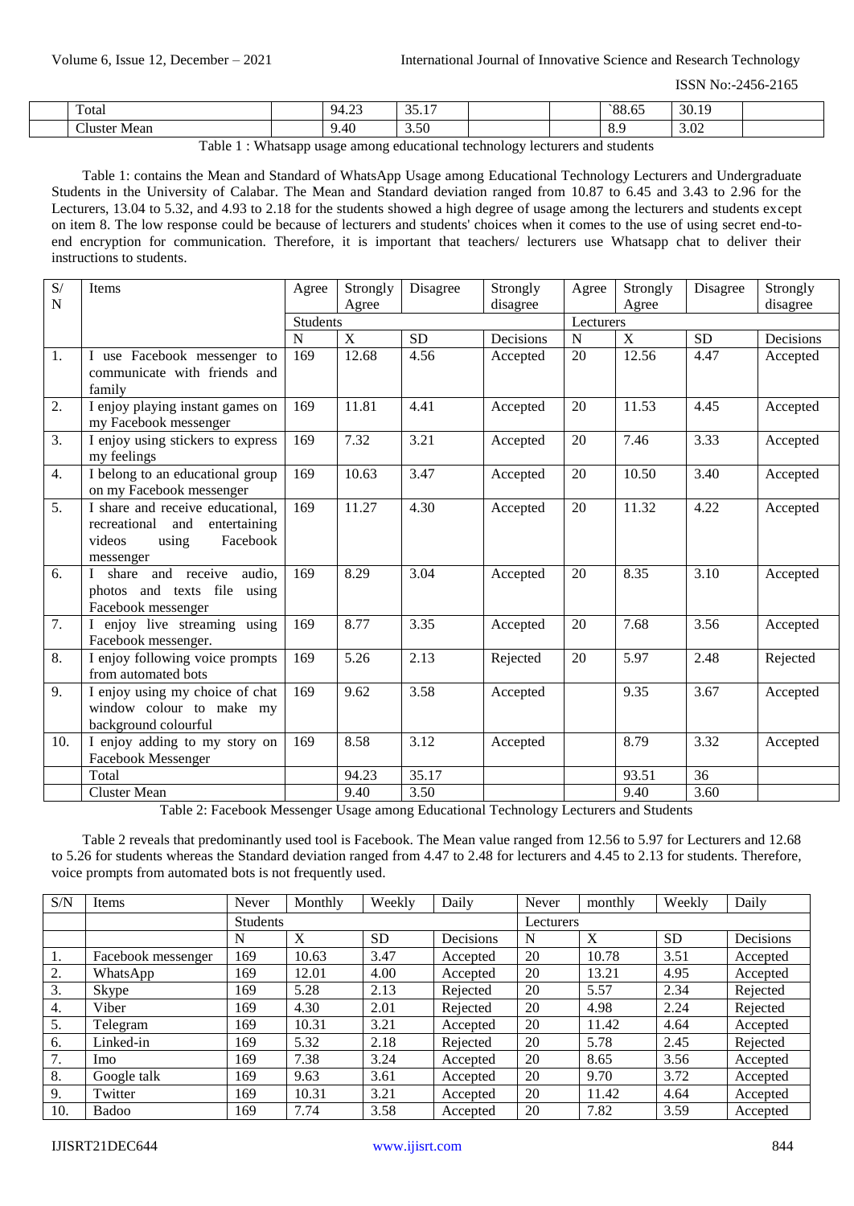| | | | | | | | | |
|---|---|---|---|---|---|---|---|---|
| Total | | 94.23 | 35.17 | | | `88.65 | 30.19 | |
| Cluster Mean | | 9.40 | 3.50 | | | 8.9 | 3.02 | |

Table 1 : Whatsapp usage among educational technology lecturers and students

Table 1: contains the Mean and Standard of WhatsApp Usage among Educational Technology Lecturers and Undergraduate Students in the University of Calabar. The Mean and Standard deviation ranged from 10.87 to 6.45 and 3.43 to 2.96 for the Lecturers, 13.04 to 5.32, and 4.93 to 2.18 for the students showed a high degree of usage among the lecturers and students except on item 8. The low response could be because of lecturers and students' choices when it comes to the use of using secret end-to-end encryption for communication. Therefore, it is important that teachers/ lecturers use Whatsapp chat to deliver their instructions to students.

| S/N | Items | Agree | Strongly Agree | Disagree | Strongly disagree | Agree | Strongly Agree | Disagree | Strongly disagree |
|---|---|---|---|---|---|---|---|---|---|
| | | Students | | | | Lecturers | | | |
| | | N | X | SD | Decisions | N | X | SD | Decisions |
| 1. | I use Facebook messenger to communicate with friends and family | 169 | 12.68 | 4.56 | Accepted | 20 | 12.56 | 4.47 | Accepted |
| 2. | I enjoy playing instant games on my Facebook messenger | 169 | 11.81 | 4.41 | Accepted | 20 | 11.53 | 4.45 | Accepted |
| 3. | I enjoy using stickers to express my feelings | 169 | 7.32 | 3.21 | Accepted | 20 | 7.46 | 3.33 | Accepted |
| 4. | I belong to an educational group on my Facebook messenger | 169 | 10.63 | 3.47 | Accepted | 20 | 10.50 | 3.40 | Accepted |
| 5. | I share and receive educational, recreational and entertaining videos using Facebook messenger | 169 | 11.27 | 4.30 | Accepted | 20 | 11.32 | 4.22 | Accepted |
| 6. | I share and receive audio, photos and texts file using Facebook messenger | 169 | 8.29 | 3.04 | Accepted | 20 | 8.35 | 3.10 | Accepted |
| 7. | I enjoy live streaming using Facebook messenger. | 169 | 8.77 | 3.35 | Accepted | 20 | 7.68 | 3.56 | Accepted |
| 8. | I enjoy following voice prompts from automated bots | 169 | 5.26 | 2.13 | Rejected | 20 | 5.97 | 2.48 | Rejected |
| 9. | I enjoy using my choice of chat window colour to make my background colourful | 169 | 9.62 | 3.58 | Accepted | | 9.35 | 3.67 | Accepted |
| 10. | I enjoy adding to my story on Facebook Messenger | 169 | 8.58 | 3.12 | Accepted | | 8.79 | 3.32 | Accepted |
| | Total | | 94.23 | 35.17 | | | 93.51 | 36 | |
| | Cluster Mean | | 9.40 | 3.50 | | | 9.40 | 3.60 | |

Table 2: Facebook Messenger Usage among Educational Technology Lecturers and Students

Table 2 reveals that predominantly used tool is Facebook. The Mean value ranged from 12.56 to 5.97 for Lecturers and 12.68 to 5.26 for students whereas the Standard deviation ranged from 4.47 to 2.48 for lecturers and 4.45 to 2.13 for students. Therefore, voice prompts from automated bots is not frequently used.

| S/N | Items | Never | Monthly | Weekly | Daily | Never | monthly | Weekly | Daily |
|---|---|---|---|---|---|---|---|---|---|
| | | Students | | | | Lecturers | | | |
| | | N | X | SD | Decisions | N | X | SD | Decisions |
| 1. | Facebook messenger | 169 | 10.63 | 3.47 | Accepted | 20 | 10.78 | 3.51 | Accepted |
| 2. | WhatsApp | 169 | 12.01 | 4.00 | Accepted | 20 | 13.21 | 4.95 | Accepted |
| 3. | Skype | 169 | 5.28 | 2.13 | Rejected | 20 | 5.57 | 2.34 | Rejected |
| 4. | Viber | 169 | 4.30 | 2.01 | Rejected | 20 | 4.98 | 2.24 | Rejected |
| 5. | Telegram | 169 | 10.31 | 3.21 | Accepted | 20 | 11.42 | 4.64 | Accepted |
| 6. | Linked-in | 169 | 5.32 | 2.18 | Rejected | 20 | 5.78 | 2.45 | Rejected |
| 7. | Imo | 169 | 7.38 | 3.24 | Accepted | 20 | 8.65 | 3.56 | Accepted |
| 8. | Google talk | 169 | 9.63 | 3.61 | Accepted | 20 | 9.70 | 3.72 | Accepted |
| 9. | Twitter | 169 | 10.31 | 3.21 | Accepted | 20 | 11.42 | 4.64 | Accepted |
| 10. | Badoo | 169 | 7.74 | 3.58 | Accepted | 20 | 7.82 | 3.59 | Accepted |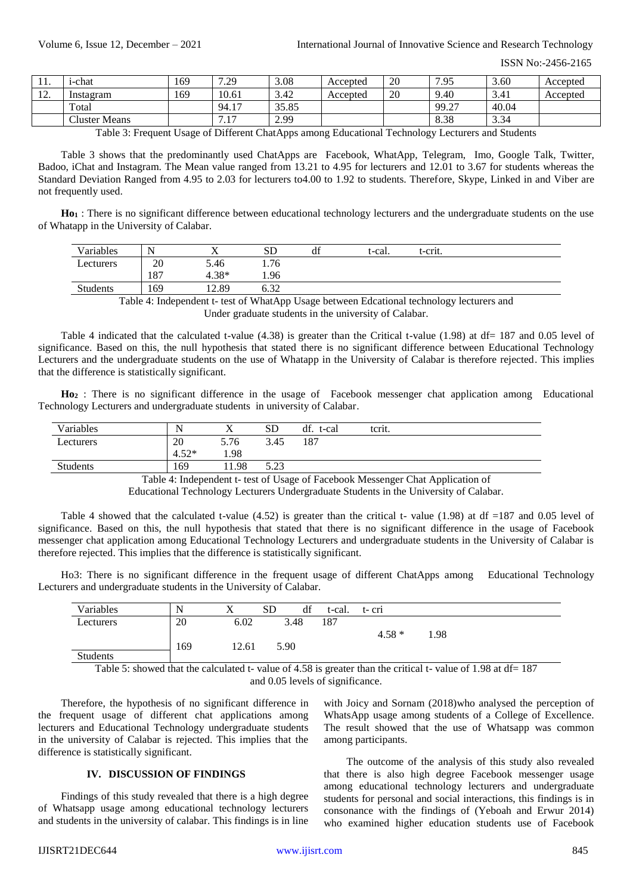| 11. | i-chat | 169 | 7.29 | 3.08 | Accepted | 20 | 7.95 | 3.60 | Accepted |
|---|---|---|---|---|---|---|---|---|---|
| 12. | Instagram | 169 | 10.61 | 3.42 | Accepted | 20 | 9.40 | 3.41 | Accepted |
| | Total | | 94.17 | 35.85 | | | 99.27 | 40.04 | |
| | Cluster Means | | 7.17 | 2.99 | | | 8.38 | 3.34 | |

Table 3: Frequent Usage of Different ChatApps among Educational Technology Lecturers and Students

Table 3 shows that the predominantly used ChatApps are Facebook, WhatApp, Telegram, Imo, Google Talk, Twitter, Badoo, iChat and Instagram. The Mean value ranged from 13.21 to 4.95 for lecturers and 12.01 to 3.67 for students whereas the Standard Deviation Ranged from 4.95 to 2.03 for lecturers to4.00 to 1.92 to students. Therefore, Skype, Linked in and Viber are not frequently used.

**Ho$_1$** : There is no significant difference between educational technology lecturers and the undergraduate students on the use of Whatapp in the University of Calabar.

| Variables | N | X | SD | df | t-cal. | t-crit. |
|---|---|---|---|---|---|---|
| Lecturers | 20 | 5.46 | 1.76 | | | |
| | 187 | 4.38* | 1.96 | | | |
| Students | 169 | 12.89 | 6.32 | | | |

Table 4: Independent t- test of WhatApp Usage between Edcational technology lecturers and Under graduate students in the university of Calabar.

Table 4 indicated that the calculated t-value (4.38) is greater than the Critical t-value (1.98) at df= 187 and 0.05 level of significance. Based on this, the null hypothesis that stated there is no significant difference between Educational Technology Lecturers and the undergraduate students on the use of Whatapp in the University of Calabar is therefore rejected. This implies that the difference is statistically significant.

**Ho$_2$** : There is no significant difference in the usage of Facebook messenger chat application among Educational Technology Lecturers and undergraduate students in university of Calabar.

| Variables | N | X | SD | df. t-cal | tcrit. |
|---|---|---|---|---|---|
| Lecturers | 20 | 5.76 | 3.45 | 187 | |
| | 4.52* | 1.98 | | | |
| Students | 169 | 11.98 | 5.23 | | |

Table 4: Independent t- test of Usage of Facebook Messenger Chat Application of Educational Technology Lecturers Undergraduate Students in the University of Calabar.

Table 4 showed that the calculated t-value (4.52) is greater than the critical t- value (1.98) at df =187 and 0.05 level of significance. Based on this, the null hypothesis that stated that there is no significant difference in the usage of Facebook messenger chat application among Educational Technology Lecturers and undergraduate students in the University of Calabar is therefore rejected. This implies that the difference is statistically significant.

Ho3: There is no significant difference in the frequent usage of different ChatApps among Educational Technology Lecturers and undergraduate students in the University of Calabar.

| Variables | N | X | SD | df | t-cal. | t- cri |
|---|---|---|---|---|---|---|
| Lecturers | 20 | 6.02 | 3.48 | 187 | | |
| | | | | | 4.58 * | 1.98 |
| Students | 169 | 12.61 | 5.90 | | | |

Table 5: showed that the calculated t- value of 4.58 is greater than the critical t- value of 1.98 at df= 187 and 0.05 levels of significance.

Therefore, the hypothesis of no significant difference in the frequent usage of different chat applications among lecturers and Educational Technology undergraduate students in the university of Calabar is rejected. This implies that the difference is statistically significant.

## IV. DISCUSSION OF FINDINGS

Findings of this study revealed that there is a high degree of Whatsapp usage among educational technology lecturers and students in the university of calabar. This findings is in line with Joicy and Sornam (2018)who analysed the perception of WhatsApp usage among students of a College of Excellence. The result showed that the use of Whatsapp was common among participants.

The outcome of the analysis of this study also revealed that there is also high degree Facebook messenger usage among educational technology lecturers and undergraduate students for personal and social interactions, this findings is in consonance with the findings of (Yeboah and Erwur 2014) who examined higher education students use of Facebook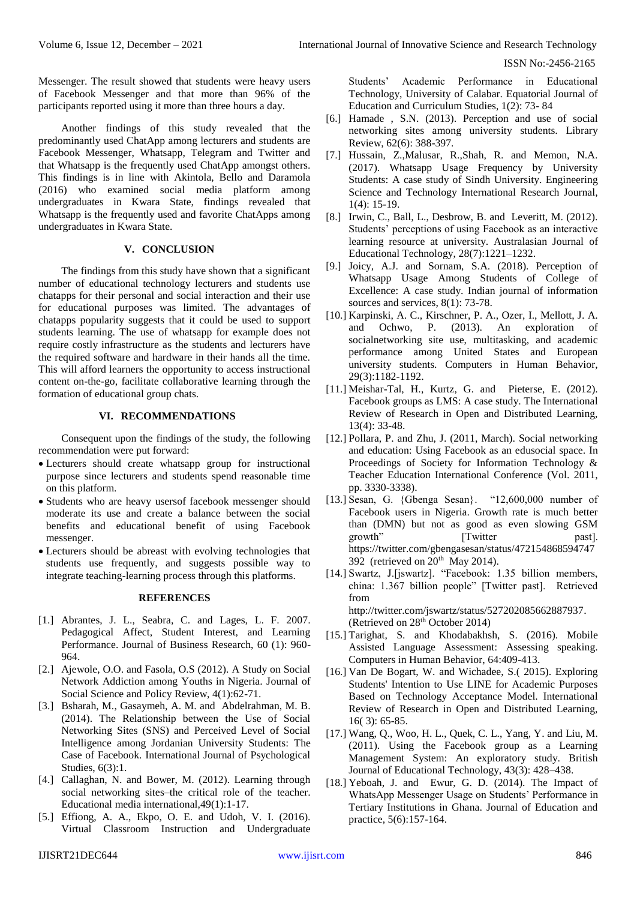Messenger. The result showed that students were heavy users of Facebook Messenger and that more than 96% of the participants reported using it more than three hours a day.

Another findings of this study revealed that the predominantly used ChatApp among lecturers and students are Facebook Messenger, Whatsapp, Telegram and Twitter and that Whatsapp is the frequently used ChatApp amongst others. This findings is in line with Akintola, Bello and Daramola (2016) who examined social media platform among undergraduates in Kwara State, findings revealed that Whatsapp is the frequently used and favorite ChatApps among undergraduates in Kwara State.

## V. CONCLUSION

The findings from this study have shown that a significant number of educational technology lecturers and students use chatapps for their personal and social interaction and their use for educational purposes was limited. The advantages of chatapps popularity suggests that it could be used to support students learning. The use of whatsapp for example does not require costly infrastructure as the students and lecturers have the required software and hardware in their hands all the time. This will afford learners the opportunity to access instructional content on-the-go, facilitate collaborative learning through the formation of educational group chats.

## VI. RECOMMENDATIONS

Consequent upon the findings of the study, the following recommendation were put forward:

- Lecturers should create whatsapp group for instructional purpose since lecturers and students spend reasonable time on this platform.
- Students who are heavy usersof facebook messenger should moderate its use and create a balance between the social benefits and educational benefit of using Facebook messenger.
- Lecturers should be abreast with evolving technologies that students use frequently, and suggests possible way to integrate teaching-learning process through this platforms.

## REFERENCES

[1.] Abrantes, J. L., Seabra, C. and Lages, L. F. 2007. Pedagogical Affect, Student Interest, and Learning Performance. Journal of Business Research, 60 (1): 960-964.

[2.] Ajewole, O.O. and Fasola, O.S (2012). A Study on Social Network Addiction among Youths in Nigeria. Journal of Social Science and Policy Review, 4(1):62-71.

[3.] Bsharah, M., Gasaymeh, A. M. and Abdelrahman, M. B. (2014). The Relationship between the Use of Social Networking Sites (SNS) and Perceived Level of Social Intelligence among Jordanian University Students: The Case of Facebook. International Journal of Psychological Studies, 6(3):1.

[4.] Callaghan, N. and Bower, M. (2012). Learning through social networking sites–the critical role of the teacher. Educational media international,49(1):1-17.

[5.] Effiong, A. A., Ekpo, O. E. and Udoh, V. I. (2016). Virtual Classroom Instruction and Undergraduate Students' Academic Performance in Educational Technology, University of Calabar. Equatorial Journal of Education and Curriculum Studies, 1(2): 73- 84

[6.] Hamade , S.N. (2013). Perception and use of social networking sites among university students. Library Review, 62(6): 388-397.

[7.] Hussain, Z.,Malusar, R.,Shah, R. and Memon, N.A. (2017). Whatsapp Usage Frequency by University Students: A case study of Sindh University. Engineering Science and Technology International Research Journal, 1(4): 15-19.

[8.] Irwin, C., Ball, L., Desbrow, B. and Leveritt, M. (2012). Students' perceptions of using Facebook as an interactive learning resource at university. Australasian Journal of Educational Technology, 28(7):1221–1232.

[9.] Joicy, A.J. and Sornam, S.A. (2018). Perception of Whatsapp Usage Among Students of College of Excellence: A case study. Indian journal of information sources and services, 8(1): 73-78.

[10.] Karpinski, A. C., Kirschner, P. A., Ozer, I., Mellott, J. A. and Ochwo, P. (2013). An exploration of socialnetworking site use, multitasking, and academic performance among United States and European university students. Computers in Human Behavior, 29(3):1182-1192.

[11.] Meishar-Tal, H., Kurtz, G. and Pieterse, E. (2012). Facebook groups as LMS: A case study. The International Review of Research in Open and Distributed Learning, 13(4): 33-48.

[12.] Pollara, P. and Zhu, J. (2011, March). Social networking and education: Using Facebook as an edusocial space. In Proceedings of Society for Information Technology & Teacher Education International Conference (Vol. 2011, pp. 3330-3338).

[13.] Sesan, G. {Gbenga Sesan}. "12,600,000 number of Facebook users in Nigeria. Growth rate is much better than (DMN) but not as good as even slowing GSM growth" [Twitter past]. https://twitter.com/gbengasesan/status/472154868594747392 (retrieved on 20th May 2014).

[14.] Swartz, J.[jswartz]. "Facebook: 1.35 billion members, china: 1.367 billion people" [Twitter past]. Retrieved from http://twitter.com/jswartz/status/527202085662887937. (Retrieved on 28th October 2014)

[15.] Tarighat, S. and Khodabakhsh, S. (2016). Mobile Assisted Language Assessment: Assessing speaking. Computers in Human Behavior, 64:409-413.

[16.] Van De Bogart, W. and Wichadee, S.( 2015). Exploring Students' Intention to Use LINE for Academic Purposes Based on Technology Acceptance Model. International Review of Research in Open and Distributed Learning, 16( 3): 65-85.

[17.] Wang, Q., Woo, H. L., Quek, C. L., Yang, Y. and Liu, M. (2011). Using the Facebook group as a Learning Management System: An exploratory study. British Journal of Educational Technology, 43(3): 428–438.

[18.] Yeboah, J. and Ewur, G. D. (2014). The Impact of WhatsApp Messenger Usage on Students' Performance in Tertiary Institutions in Ghana. Journal of Education and practice, 5(6):157-164.